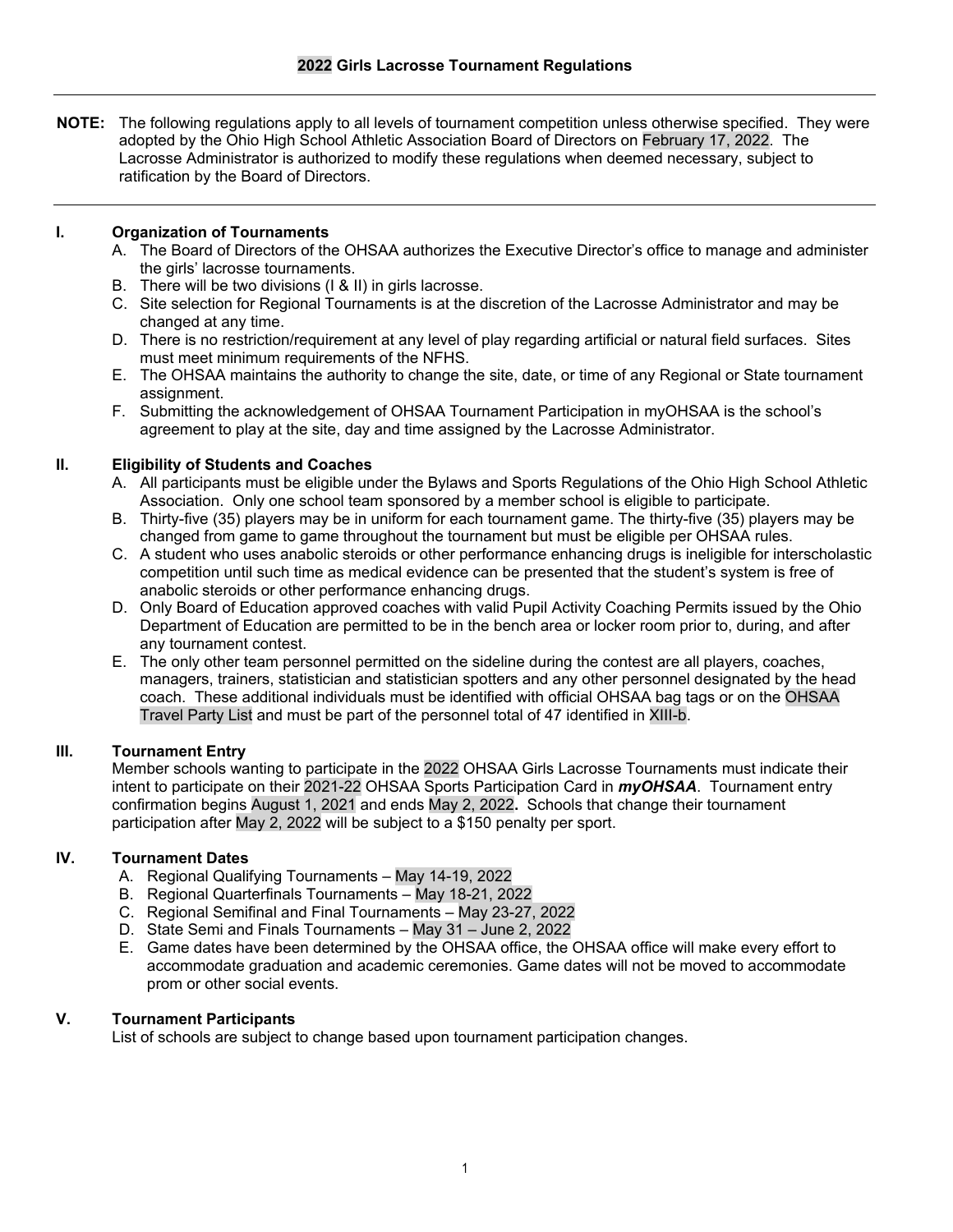# 2022 Girls Lacrosse Tournament Regulations

**NOTE:** The following regulations apply to all levels of tournament competition unless otherwise specified. They were adopted by the Ohio High School Athletic Association Board of Directors on February 17, 2022. The Lacrosse Administrator is authorized to modify these regulations when deemed necessary, subject to ratification by the Board of Directors.

## I. Organization of Tournaments

A. The Board of Directors of the OHSAA authorizes the Executive Director's office to manage and administer the girls' lacrosse tournaments.

B. There will be two divisions (I & II) in girls lacrosse.

C. Site selection for Regional Tournaments is at the discretion of the Lacrosse Administrator and may be changed at any time.

D. There is no restriction/requirement at any level of play regarding artificial or natural field surfaces. Sites must meet minimum requirements of the NFHS.

E. The OHSAA maintains the authority to change the site, date, or time of any Regional or State tournament assignment.

F. Submitting the acknowledgement of OHSAA Tournament Participation in myOHSAA is the school's agreement to play at the site, day and time assigned by the Lacrosse Administrator.

## II. Eligibility of Students and Coaches

A. All participants must be eligible under the Bylaws and Sports Regulations of the Ohio High School Athletic Association. Only one school team sponsored by a member school is eligible to participate.

B. Thirty-five (35) players may be in uniform for each tournament game. The thirty-five (35) players may be changed from game to game throughout the tournament but must be eligible per OHSAA rules.

C. A student who uses anabolic steroids or other performance enhancing drugs is ineligible for interscholastic competition until such time as medical evidence can be presented that the student's system is free of anabolic steroids or other performance enhancing drugs.

D. Only Board of Education approved coaches with valid Pupil Activity Coaching Permits issued by the Ohio Department of Education are permitted to be in the bench area or locker room prior to, during, and after any tournament contest.

E. The only other team personnel permitted on the sideline during the contest are all players, coaches, managers, trainers, statistician and statistician spotters and any other personnel designated by the head coach. These additional individuals must be identified with official OHSAA bag tags or on the OHSAA Travel Party List and must be part of the personnel total of 47 identified in XIII-b.

## III. Tournament Entry

Member schools wanting to participate in the 2022 OHSAA Girls Lacrosse Tournaments must indicate their intent to participate on their 2021-22 OHSAA Sports Participation Card in ***myOHSAA***. Tournament entry confirmation begins August 1, 2021 and ends May 2, 2022**.** Schools that change their tournament participation after May 2, 2022 will be subject to a $150 penalty per sport.

## IV. Tournament Dates

A. Regional Qualifying Tournaments – May 14-19, 2022

B. Regional Quarterfinals Tournaments – May 18-21, 2022

C. Regional Semifinal and Final Tournaments – May 23-27, 2022

D. State Semi and Finals Tournaments – May 31 – June 2, 2022

E. Game dates have been determined by the OHSAA office, the OHSAA office will make every effort to accommodate graduation and academic ceremonies. Game dates will not be moved to accommodate prom or other social events.

## V. Tournament Participants

List of schools are subject to change based upon tournament participation changes.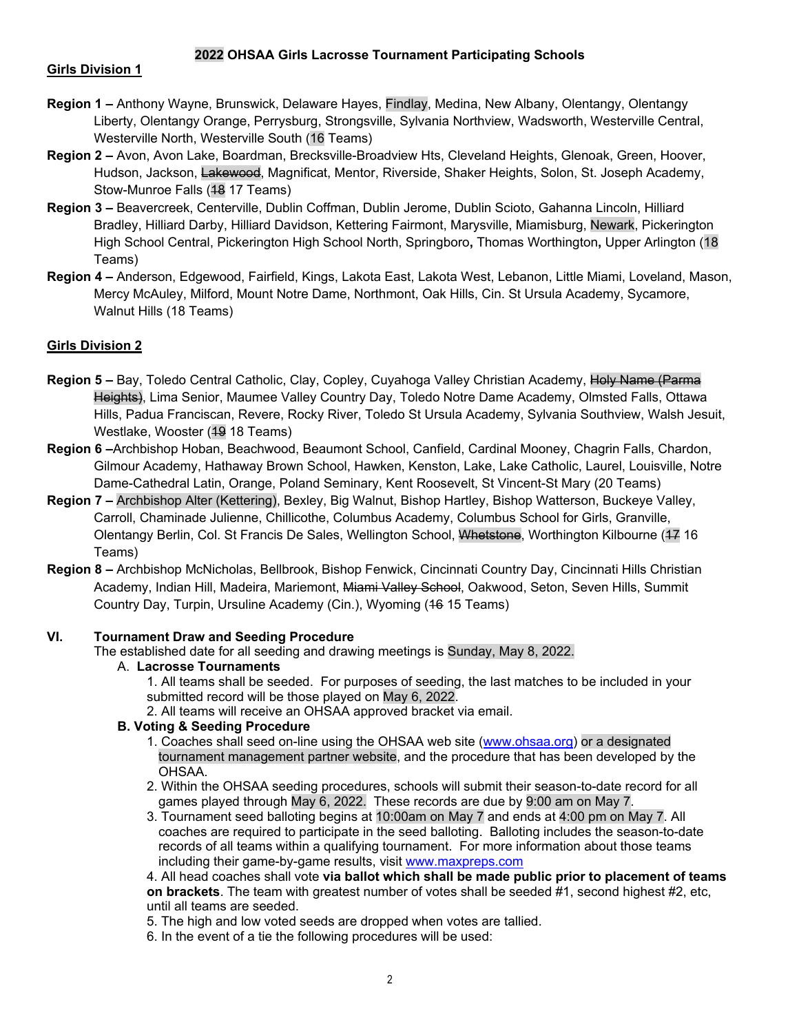### 2022 OHSAA Girls Lacrosse Tournament Participating Schools

**Girls Division 1**

**Region 1 –** Anthony Wayne, Brunswick, Delaware Hayes, Findlay, Medina, New Albany, Olentangy, Olentangy Liberty, Olentangy Orange, Perrysburg, Strongsville, Sylvania Northview, Wadsworth, Westerville Central, Westerville North, Westerville South (16 Teams)

**Region 2 –** Avon, Avon Lake, Boardman, Brecksville-Broadview Hts, Cleveland Heights, Glenoak, Green, Hoover, Hudson, Jackson, ~~Lakewood~~, Magnificat, Mentor, Riverside, Shaker Heights, Solon, St. Joseph Academy, Stow-Munroe Falls (~~18~~ 17 Teams)

**Region 3 –** Beavercreek, Centerville, Dublin Coffman, Dublin Jerome, Dublin Scioto, Gahanna Lincoln, Hilliard Bradley, Hilliard Darby, Hilliard Davidson, Kettering Fairmont, Marysville, Miamisburg, Newark, Pickerington High School Central, Pickerington High School North, Springboro**,** Thomas Worthington**,** Upper Arlington (18 Teams)

**Region 4 –** Anderson, Edgewood, Fairfield, Kings, Lakota East, Lakota West, Lebanon, Little Miami, Loveland, Mason, Mercy McAuley, Milford, Mount Notre Dame, Northmont, Oak Hills, Cin. St Ursula Academy, Sycamore, Walnut Hills (18 Teams)

**Girls Division 2**

**Region 5 –** Bay, Toledo Central Catholic, Clay, Copley, Cuyahoga Valley Christian Academy, ~~Holy Name (Parma Heights)~~, Lima Senior, Maumee Valley Country Day, Toledo Notre Dame Academy, Olmsted Falls, Ottawa Hills, Padua Franciscan, Revere, Rocky River, Toledo St Ursula Academy, Sylvania Southview, Walsh Jesuit, Westlake, Wooster (~~19~~ 18 Teams)

**Region 6 –**Archbishop Hoban, Beachwood, Beaumont School, Canfield, Cardinal Mooney, Chagrin Falls, Chardon, Gilmour Academy, Hathaway Brown School, Hawken, Kenston, Lake, Lake Catholic, Laurel, Louisville, Notre Dame-Cathedral Latin, Orange, Poland Seminary, Kent Roosevelt, St Vincent-St Mary (20 Teams)

**Region 7 –** Archbishop Alter (Kettering), Bexley, Big Walnut, Bishop Hartley, Bishop Watterson, Buckeye Valley, Carroll, Chaminade Julienne, Chillicothe, Columbus Academy, Columbus School for Girls, Granville, Olentangy Berlin, Col. St Francis De Sales, Wellington School, ~~Whetstone~~, Worthington Kilbourne (~~17~~ 16 Teams)

**Region 8 –** Archbishop McNicholas, Bellbrook, Bishop Fenwick, Cincinnati Country Day, Cincinnati Hills Christian Academy, Indian Hill, Madeira, Mariemont, ~~Miami Valley School~~, Oakwood, Seton, Seven Hills, Summit Country Day, Turpin, Ursuline Academy (Cin.), Wyoming (~~16~~ 15 Teams)

### VI. Tournament Draw and Seeding Procedure

The established date for all seeding and drawing meetings is Sunday, May 8, 2022.

A. **Lacrosse Tournaments**

1. All teams shall be seeded. For purposes of seeding, the last matches to be included in your submitted record will be those played on May 6, 2022.
2. All teams will receive an OHSAA approved bracket via email.

**B. Voting & Seeding Procedure**

1. Coaches shall seed on-line using the OHSAA web site (www.ohsaa.org) or a designated tournament management partner website, and the procedure that has been developed by the OHSAA.
2. Within the OHSAA seeding procedures, schools will submit their season-to-date record for all games played through May 6, 2022. These records are due by 9:00 am on May 7.
3. Tournament seed balloting begins at 10:00am on May 7 and ends at 4:00 pm on May 7. All coaches are required to participate in the seed balloting. Balloting includes the season-to-date records of all teams within a qualifying tournament. For more information about those teams including their game-by-game results, visit www.maxpreps.com
4. All head coaches shall vote **via ballot which shall be made public prior to placement of teams on brackets**. The team with greatest number of votes shall be seeded #1, second highest #2, etc, until all teams are seeded.
5. The high and low voted seeds are dropped when votes are tallied.
6. In the event of a tie the following procedures will be used: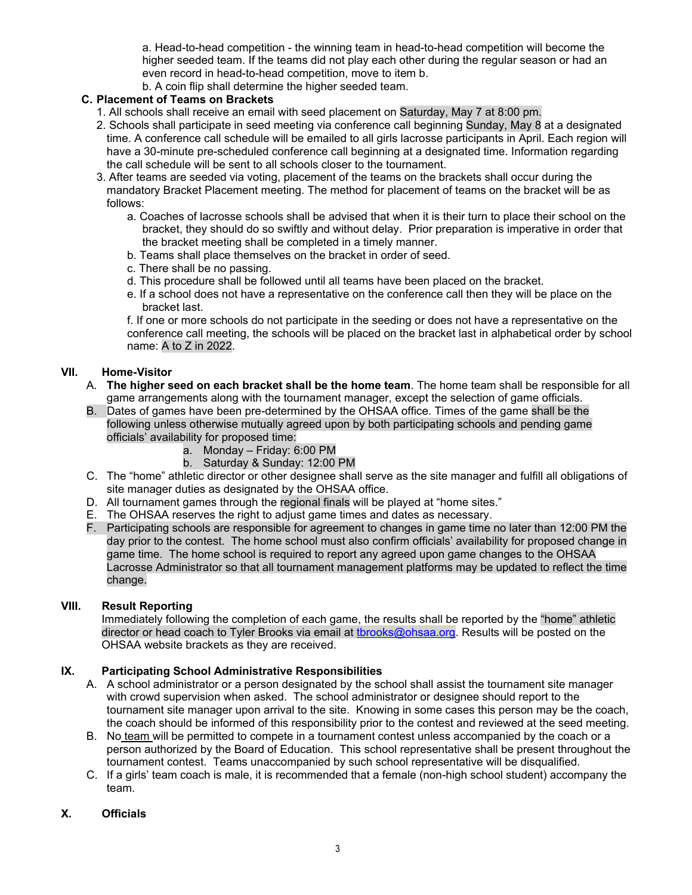a. Head-to-head competition - the winning team in head-to-head competition will become the higher seeded team. If the teams did not play each other during the regular season or had an even record in head-to-head competition, move to item b.

b. A coin flip shall determine the higher seeded team.

**C. Placement of Teams on Brackets**

1. All schools shall receive an email with seed placement on Saturday, May 7 at 8:00 pm.
2. Schools shall participate in seed meeting via conference call beginning Sunday, May 8 at a designated time. A conference call schedule will be emailed to all girls lacrosse participants in April. Each region will have a 30-minute pre-scheduled conference call beginning at a designated time. Information regarding the call schedule will be sent to all schools closer to the tournament.
3. After teams are seeded via voting, placement of the teams on the brackets shall occur during the mandatory Bracket Placement meeting. The method for placement of teams on the bracket will be as follows:
   a. Coaches of lacrosse schools shall be advised that when it is their turn to place their school on the bracket, they should do so swiftly and without delay. Prior preparation is imperative in order that the bracket meeting shall be completed in a timely manner.
   b. Teams shall place themselves on the bracket in order of seed.
   c. There shall be no passing.
   d. This procedure shall be followed until all teams have been placed on the bracket.
   e. If a school does not have a representative on the conference call then they will be place on the bracket last.
   f. If one or more schools do not participate in the seeding or does not have a representative on the conference call meeting, the schools will be placed on the bracket last in alphabetical order by school name: A to Z in 2022.

## VII. Home-Visitor

A. **The higher seed on each bracket shall be the home team**. The home team shall be responsible for all game arrangements along with the tournament manager, except the selection of game officials.

B. Dates of games have been pre-determined by the OHSAA office. Times of the game shall be the following unless otherwise mutually agreed upon by both participating schools and pending game officials' availability for proposed time:
   a. Monday – Friday: 6:00 PM
   b. Saturday & Sunday: 12:00 PM

C. The "home" athletic director or other designee shall serve as the site manager and fulfill all obligations of site manager duties as designated by the OHSAA office.

D. All tournament games through the regional finals will be played at "home sites."

E. The OHSAA reserves the right to adjust game times and dates as necessary.

F. Participating schools are responsible for agreement to changes in game time no later than 12:00 PM the day prior to the contest. The home school must also confirm officials' availability for proposed change in game time. The home school is required to report any agreed upon game changes to the OHSAA Lacrosse Administrator so that all tournament management platforms may be updated to reflect the time change.

## VIII. Result Reporting

Immediately following the completion of each game, the results shall be reported by the "home" athletic director or head coach to Tyler Brooks via email at tbrooks@ohsaa.org. Results will be posted on the OHSAA website brackets as they are received.

## IX. Participating School Administrative Responsibilities

A. A school administrator or a person designated by the school shall assist the tournament site manager with crowd supervision when asked. The school administrator or designee should report to the tournament site manager upon arrival to the site. Knowing in some cases this person may be the coach, the coach should be informed of this responsibility prior to the contest and reviewed at the seed meeting.

B. No team will be permitted to compete in a tournament contest unless accompanied by the coach or a person authorized by the Board of Education. This school representative shall be present throughout the tournament contest. Teams unaccompanied by such school representative will be disqualified.

C. If a girls' team coach is male, it is recommended that a female (non-high school student) accompany the team.

## X. Officials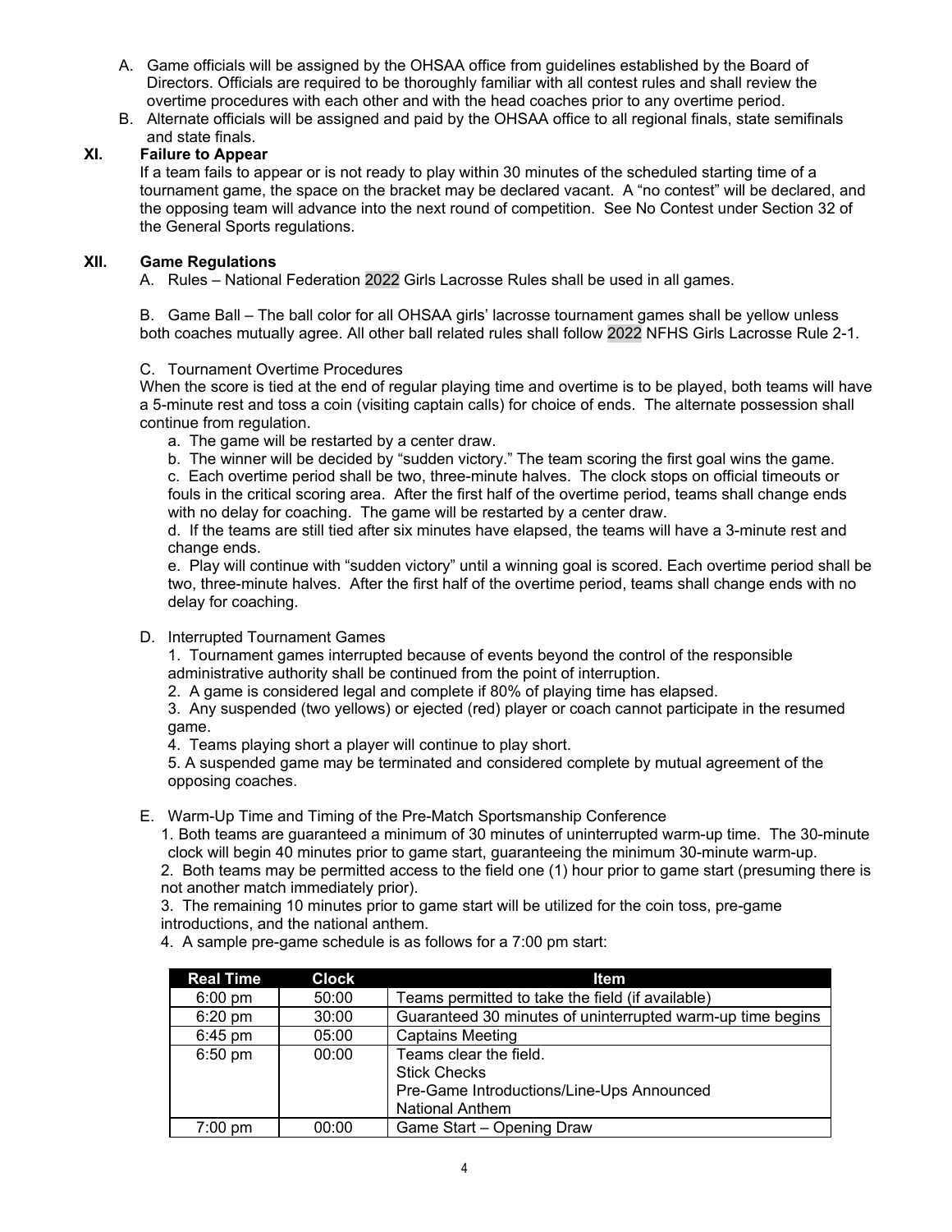A. Game officials will be assigned by the OHSAA office from guidelines established by the Board of Directors. Officials are required to be thoroughly familiar with all contest rules and shall review the overtime procedures with each other and with the head coaches prior to any overtime period.

B. Alternate officials will be assigned and paid by the OHSAA office to all regional finals, state semifinals and state finals.

## XI. Failure to Appear

If a team fails to appear or is not ready to play within 30 minutes of the scheduled starting time of a tournament game, the space on the bracket may be declared vacant. A "no contest" will be declared, and the opposing team will advance into the next round of competition. See No Contest under Section 32 of the General Sports regulations.

## XII. Game Regulations

A. Rules – National Federation 2022 Girls Lacrosse Rules shall be used in all games.

B. Game Ball – The ball color for all OHSAA girls' lacrosse tournament games shall be yellow unless both coaches mutually agree. All other ball related rules shall follow 2022 NFHS Girls Lacrosse Rule 2-1.

C. Tournament Overtime Procedures

When the score is tied at the end of regular playing time and overtime is to be played, both teams will have a 5-minute rest and toss a coin (visiting captain calls) for choice of ends. The alternate possession shall continue from regulation.

a. The game will be restarted by a center draw.

b. The winner will be decided by "sudden victory." The team scoring the first goal wins the game.

c. Each overtime period shall be two, three-minute halves. The clock stops on official timeouts or fouls in the critical scoring area. After the first half of the overtime period, teams shall change ends with no delay for coaching. The game will be restarted by a center draw.

d. If the teams are still tied after six minutes have elapsed, the teams will have a 3-minute rest and change ends.

e. Play will continue with "sudden victory" until a winning goal is scored. Each overtime period shall be two, three-minute halves. After the first half of the overtime period, teams shall change ends with no delay for coaching.

D. Interrupted Tournament Games

1. Tournament games interrupted because of events beyond the control of the responsible administrative authority shall be continued from the point of interruption.
2. A game is considered legal and complete if 80% of playing time has elapsed.
3. Any suspended (two yellows) or ejected (red) player or coach cannot participate in the resumed game.
4. Teams playing short a player will continue to play short.
5. A suspended game may be terminated and considered complete by mutual agreement of the opposing coaches.

E. Warm-Up Time and Timing of the Pre-Match Sportsmanship Conference

1. Both teams are guaranteed a minimum of 30 minutes of uninterrupted warm-up time. The 30-minute clock will begin 40 minutes prior to game start, guaranteeing the minimum 30-minute warm-up.
2. Both teams may be permitted access to the field one (1) hour prior to game start (presuming there is not another match immediately prior).
3. The remaining 10 minutes prior to game start will be utilized for the coin toss, pre-game introductions, and the national anthem.
4. A sample pre-game schedule is as follows for a 7:00 pm start:

| Real Time | Clock | Item |
|---|---|---|
| 6:00 pm | 50:00 | Teams permitted to take the field (if available) |
| 6:20 pm | 30:00 | Guaranteed 30 minutes of uninterrupted warm-up time begins |
| 6:45 pm | 05:00 | Captains Meeting |
| 6:50 pm | 00:00 | Teams clear the field.<br>Stick Checks<br>Pre-Game Introductions/Line-Ups Announced<br>National Anthem |
| 7:00 pm | 00:00 | Game Start – Opening Draw |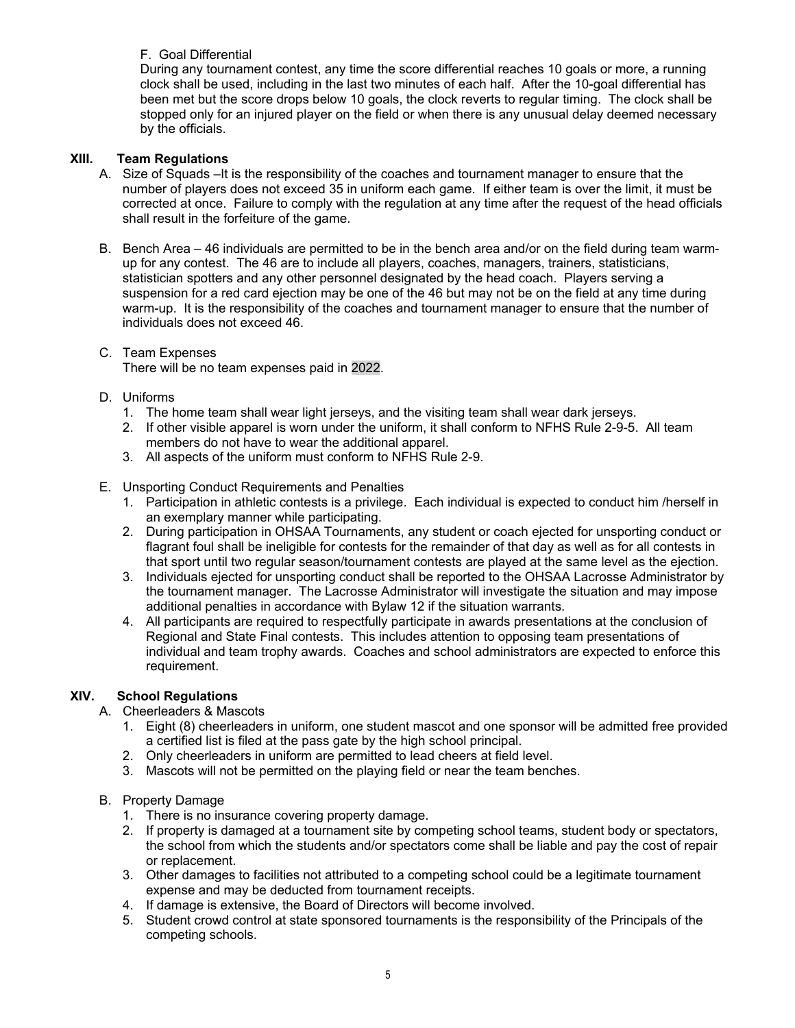F. Goal Differential

During any tournament contest, any time the score differential reaches 10 goals or more, a running clock shall be used, including in the last two minutes of each half. After the 10-goal differential has been met but the score drops below 10 goals, the clock reverts to regular timing. The clock shall be stopped only for an injured player on the field or when there is any unusual delay deemed necessary by the officials.

## XIII. Team Regulations

A. Size of Squads –It is the responsibility of the coaches and tournament manager to ensure that the number of players does not exceed 35 in uniform each game. If either team is over the limit, it must be corrected at once. Failure to comply with the regulation at any time after the request of the head officials shall result in the forfeiture of the game.

B. Bench Area – 46 individuals are permitted to be in the bench area and/or on the field during team warm-up for any contest. The 46 are to include all players, coaches, managers, trainers, statisticians, statistician spotters and any other personnel designated by the head coach. Players serving a suspension for a red card ejection may be one of the 46 but may not be on the field at any time during warm-up. It is the responsibility of the coaches and tournament manager to ensure that the number of individuals does not exceed 46.

C. Team Expenses

There will be no team expenses paid in 2022.

D. Uniforms

1. The home team shall wear light jerseys, and the visiting team shall wear dark jerseys.
2. If other visible apparel is worn under the uniform, it shall conform to NFHS Rule 2-9-5. All team members do not have to wear the additional apparel.
3. All aspects of the uniform must conform to NFHS Rule 2-9.

E. Unsporting Conduct Requirements and Penalties

1. Participation in athletic contests is a privilege. Each individual is expected to conduct him /herself in an exemplary manner while participating.
2. During participation in OHSAA Tournaments, any student or coach ejected for unsporting conduct or flagrant foul shall be ineligible for contests for the remainder of that day as well as for all contests in that sport until two regular season/tournament contests are played at the same level as the ejection.
3. Individuals ejected for unsporting conduct shall be reported to the OHSAA Lacrosse Administrator by the tournament manager. The Lacrosse Administrator will investigate the situation and may impose additional penalties in accordance with Bylaw 12 if the situation warrants.
4. All participants are required to respectfully participate in awards presentations at the conclusion of Regional and State Final contests. This includes attention to opposing team presentations of individual and team trophy awards. Coaches and school administrators are expected to enforce this requirement.

## XIV. School Regulations

A. Cheerleaders & Mascots

1. Eight (8) cheerleaders in uniform, one student mascot and one sponsor will be admitted free provided a certified list is filed at the pass gate by the high school principal.
2. Only cheerleaders in uniform are permitted to lead cheers at field level.
3. Mascots will not be permitted on the playing field or near the team benches.

B. Property Damage

1. There is no insurance covering property damage.
2. If property is damaged at a tournament site by competing school teams, student body or spectators, the school from which the students and/or spectators come shall be liable and pay the cost of repair or replacement.
3. Other damages to facilities not attributed to a competing school could be a legitimate tournament expense and may be deducted from tournament receipts.
4. If damage is extensive, the Board of Directors will become involved.
5. Student crowd control at state sponsored tournaments is the responsibility of the Principals of the competing schools.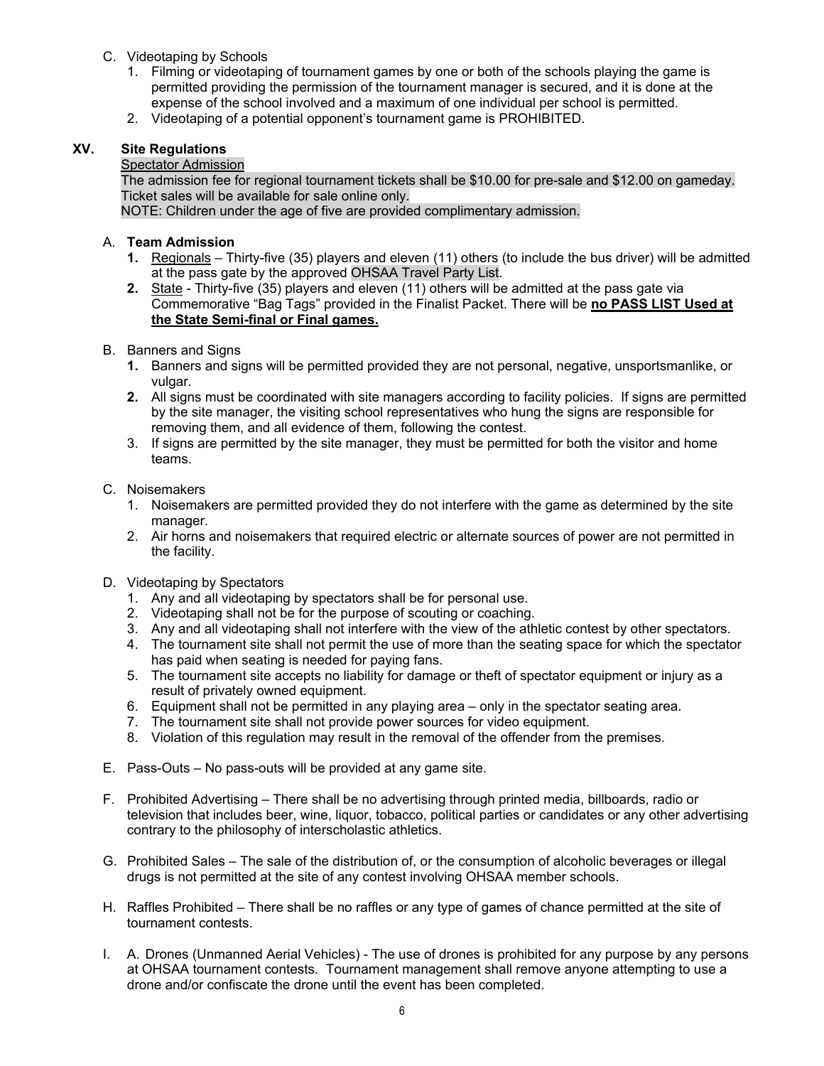C. Videotaping by Schools
   1. Filming or videotaping of tournament games by one or both of the schools playing the game is permitted providing the permission of the tournament manager is secured, and it is done at the expense of the school involved and a maximum of one individual per school is permitted.
   2. Videotaping of a potential opponent's tournament game is PROHIBITED.

## XV. Site Regulations

Spectator Admission

The admission fee for regional tournament tickets shall be $10.00 for pre-sale and $12.00 on gameday. Ticket sales will be available for sale online only.

NOTE: Children under the age of five are provided complimentary admission.

A. **Team Admission**
   1. Regionals – Thirty-five (35) players and eleven (11) others (to include the bus driver) will be admitted at the pass gate by the approved OHSAA Travel Party List.
   2. State - Thirty-five (35) players and eleven (11) others will be admitted at the pass gate via Commemorative "Bag Tags" provided in the Finalist Packet. There will be **no PASS LIST Used at the State Semi-final or Final games.**

B. Banners and Signs
   1. Banners and signs will be permitted provided they are not personal, negative, unsportsmanlike, or vulgar.
   2. All signs must be coordinated with site managers according to facility policies. If signs are permitted by the site manager, the visiting school representatives who hung the signs are responsible for removing them, and all evidence of them, following the contest.
   3. If signs are permitted by the site manager, they must be permitted for both the visitor and home teams.

C. Noisemakers
   1. Noisemakers are permitted provided they do not interfere with the game as determined by the site manager.
   2. Air horns and noisemakers that required electric or alternate sources of power are not permitted in the facility.

D. Videotaping by Spectators
   1. Any and all videotaping by spectators shall be for personal use.
   2. Videotaping shall not be for the purpose of scouting or coaching.
   3. Any and all videotaping shall not interfere with the view of the athletic contest by other spectators.
   4. The tournament site shall not permit the use of more than the seating space for which the spectator has paid when seating is needed for paying fans.
   5. The tournament site accepts no liability for damage or theft of spectator equipment or injury as a result of privately owned equipment.
   6. Equipment shall not be permitted in any playing area – only in the spectator seating area.
   7. The tournament site shall not provide power sources for video equipment.
   8. Violation of this regulation may result in the removal of the offender from the premises.

E. Pass-Outs – No pass-outs will be provided at any game site.

F. Prohibited Advertising – There shall be no advertising through printed media, billboards, radio or television that includes beer, wine, liquor, tobacco, political parties or candidates or any other advertising contrary to the philosophy of interscholastic athletics.

G. Prohibited Sales – The sale of the distribution of, or the consumption of alcoholic beverages or illegal drugs is not permitted at the site of any contest involving OHSAA member schools.

H. Raffles Prohibited – There shall be no raffles or any type of games of chance permitted at the site of tournament contests.

I. A. Drones (Unmanned Aerial Vehicles) - The use of drones is prohibited for any purpose by any persons at OHSAA tournament contests. Tournament management shall remove anyone attempting to use a drone and/or confiscate the drone until the event has been completed.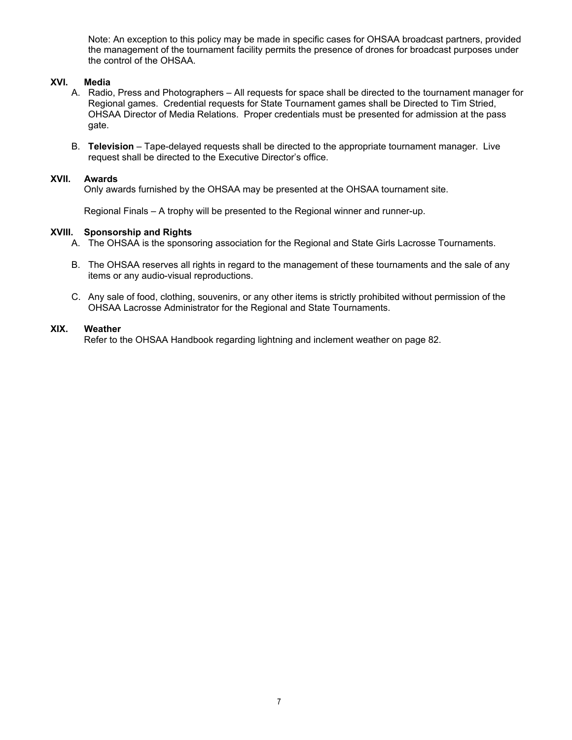Note: An exception to this policy may be made in specific cases for OHSAA broadcast partners, provided the management of the tournament facility permits the presence of drones for broadcast purposes under the control of the OHSAA.

## XVI. Media

A. Radio, Press and Photographers – All requests for space shall be directed to the tournament manager for Regional games. Credential requests for State Tournament games shall be Directed to Tim Stried, OHSAA Director of Media Relations. Proper credentials must be presented for admission at the pass gate.

B. **Television** – Tape-delayed requests shall be directed to the appropriate tournament manager. Live request shall be directed to the Executive Director's office.

## XVII. Awards

Only awards furnished by the OHSAA may be presented at the OHSAA tournament site.

Regional Finals – A trophy will be presented to the Regional winner and runner-up.

## XVIII. Sponsorship and Rights

A. The OHSAA is the sponsoring association for the Regional and State Girls Lacrosse Tournaments.

B. The OHSAA reserves all rights in regard to the management of these tournaments and the sale of any items or any audio-visual reproductions.

C. Any sale of food, clothing, souvenirs, or any other items is strictly prohibited without permission of the OHSAA Lacrosse Administrator for the Regional and State Tournaments.

## XIX. Weather

Refer to the OHSAA Handbook regarding lightning and inclement weather on page 82.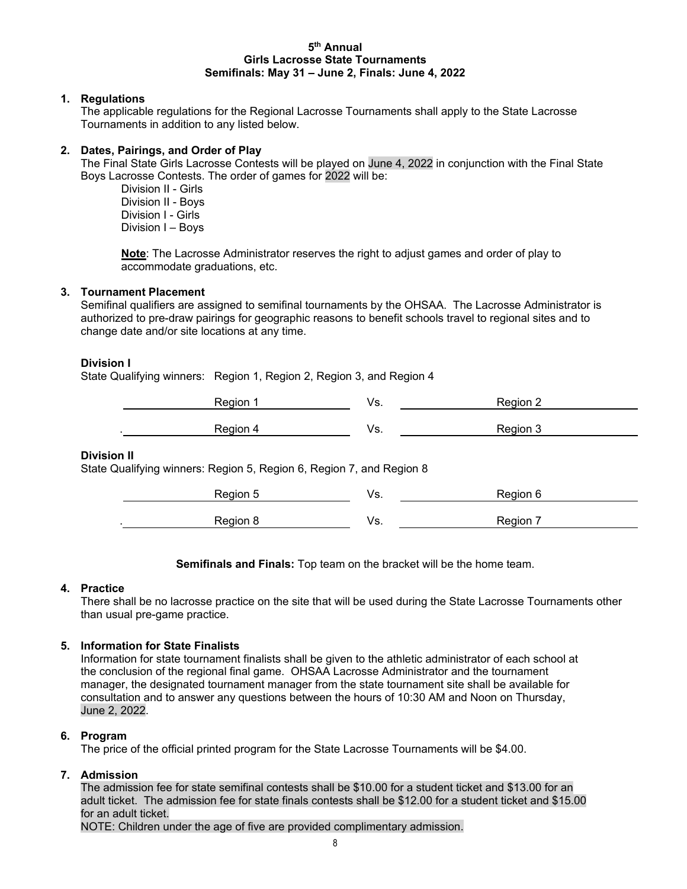**5th Annual**
**Girls Lacrosse State Tournaments**
**Semifinals: May 31 – June 2, Finals: June 4, 2022**

1. **Regulations**
   The applicable regulations for the Regional Lacrosse Tournaments shall apply to the State Lacrosse Tournaments in addition to any listed below.

2. **Dates, Pairings, and Order of Play**
   The Final State Girls Lacrosse Contests will be played on June 4, 2022 in conjunction with the Final State Boys Lacrosse Contests. The order of games for 2022 will be:

   Division II - Girls
   Division II - Boys
   Division I - Girls
   Division I – Boys

   **Note**: The Lacrosse Administrator reserves the right to adjust games and order of play to accommodate graduations, etc.

3. **Tournament Placement**
   Semifinal qualifiers are assigned to semifinal tournaments by the OHSAA. The Lacrosse Administrator is authorized to pre-draw pairings for geographic reasons to benefit schools travel to regional sites and to change date and/or site locations at any time.

**Division I**

State Qualifying winners: Region 1, Region 2, Region 3, and Region 4

| | | |
|---|---|---|
| Region 1 | Vs. | Region 2 |
| Region 4 | Vs. | Region 3 |

**Division II**

State Qualifying winners: Region 5, Region 6, Region 7, and Region 8

| | | |
|---|---|---|
| Region 5 | Vs. | Region 6 |
| Region 8 | Vs. | Region 7 |

**Semifinals and Finals:** Top team on the bracket will be the home team.

4. **Practice**
   There shall be no lacrosse practice on the site that will be used during the State Lacrosse Tournaments other than usual pre-game practice.

5. **Information for State Finalists**
   Information for state tournament finalists shall be given to the athletic administrator of each school at the conclusion of the regional final game. OHSAA Lacrosse Administrator and the tournament manager, the designated tournament manager from the state tournament site shall be available for consultation and to answer any questions between the hours of 10:30 AM and Noon on Thursday, June 2, 2022.

6. **Program**
   The price of the official printed program for the State Lacrosse Tournaments will be $4.00.

7. **Admission**
   The admission fee for state semifinal contests shall be $10.00 for a student ticket and $13.00 for an adult ticket. The admission fee for state finals contests shall be $12.00 for a student ticket and $15.00 for an adult ticket.
   NOTE: Children under the age of five are provided complimentary admission.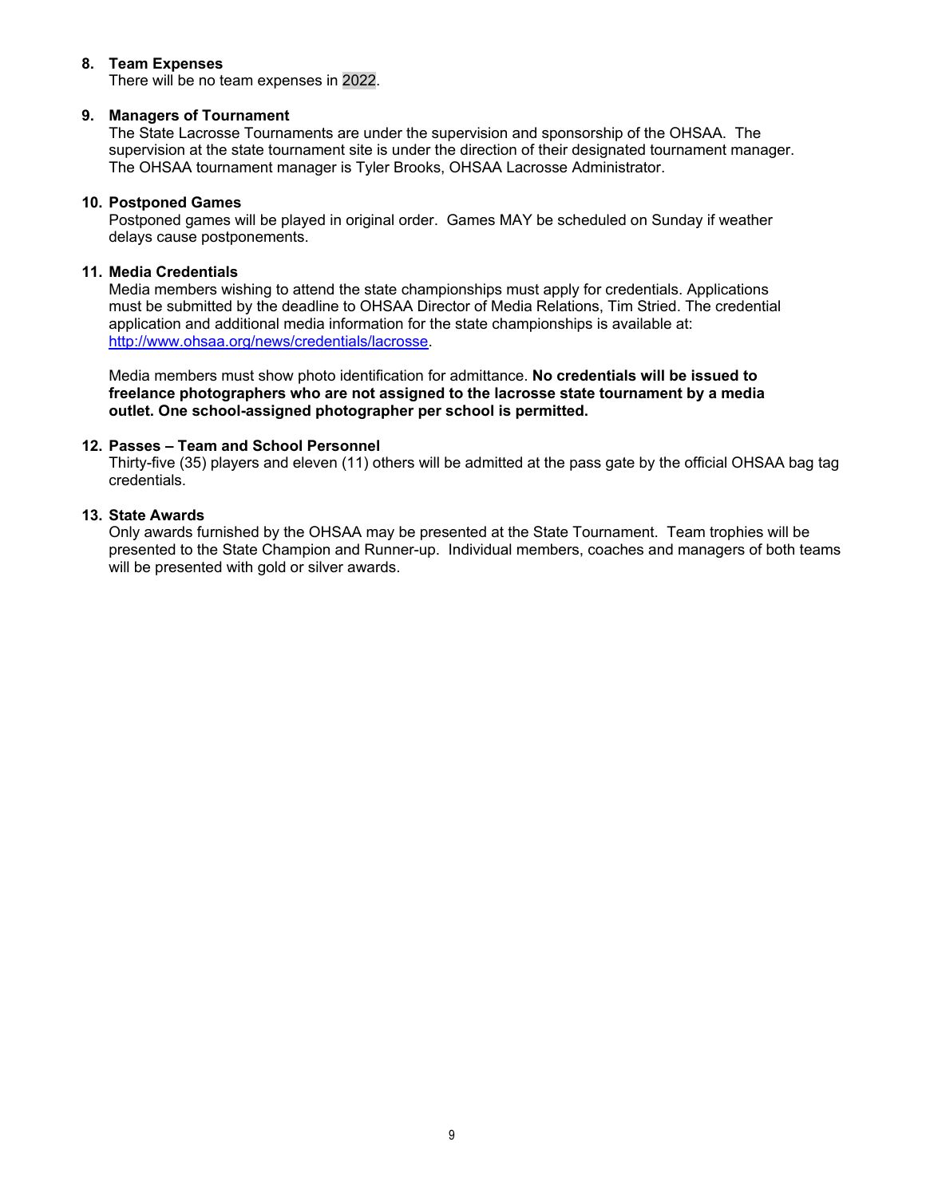**8. Team Expenses**
There will be no team expenses in 2022.

**9. Managers of Tournament**
The State Lacrosse Tournaments are under the supervision and sponsorship of the OHSAA. The supervision at the state tournament site is under the direction of their designated tournament manager. The OHSAA tournament manager is Tyler Brooks, OHSAA Lacrosse Administrator.

**10. Postponed Games**
Postponed games will be played in original order. Games MAY be scheduled on Sunday if weather delays cause postponements.

**11. Media Credentials**
Media members wishing to attend the state championships must apply for credentials. Applications must be submitted by the deadline to OHSAA Director of Media Relations, Tim Stried. The credential application and additional media information for the state championships is available at: [http://www.ohsaa.org/news/credentials/lacrosse](http://www.ohsaa.org/news/credentials/lacrosse).

Media members must show photo identification for admittance. **No credentials will be issued to freelance photographers who are not assigned to the lacrosse state tournament by a media outlet. One school-assigned photographer per school is permitted.**

**12. Passes – Team and School Personnel**
Thirty-five (35) players and eleven (11) others will be admitted at the pass gate by the official OHSAA bag tag credentials.

**13. State Awards**
Only awards furnished by the OHSAA may be presented at the State Tournament. Team trophies will be presented to the State Champion and Runner-up. Individual members, coaches and managers of both teams will be presented with gold or silver awards.